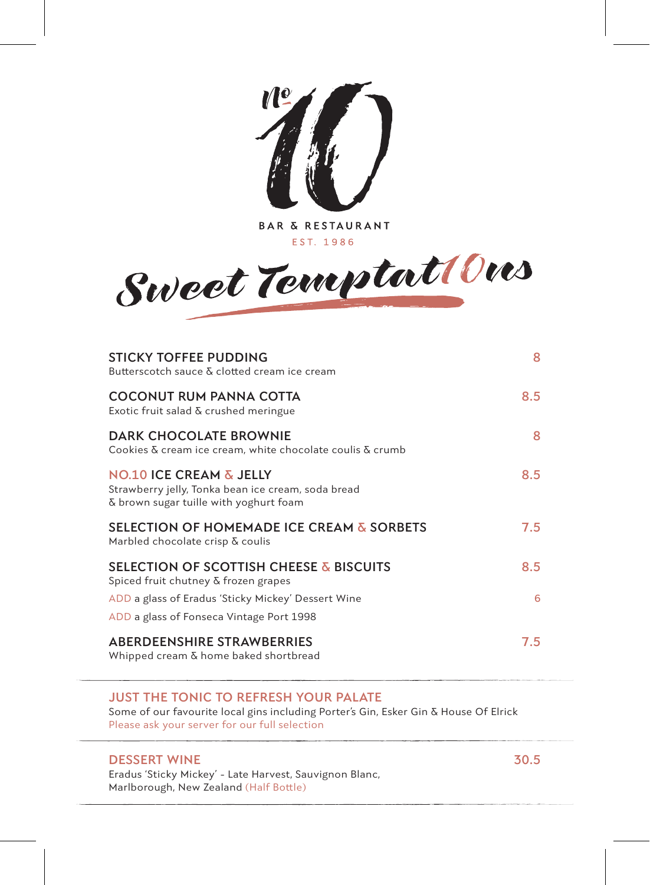# No 10

BAR & RESTAURANT

EST. 1986

## Sweet Temptat10ns

| | |
|---|---|
| **STICKY TOFFEE PUDDING**<br>Butterscotch sauce & clotted cream ice cream | 8 |
| **COCONUT RUM PANNA COTTA**<br>Exotic fruit salad & crushed meringue | 8.5 |
| **DARK CHOCOLATE BROWNIE**<br>Cookies & cream ice cream, white chocolate coulis & crumb | 8 |
| **NO.10 ICE CREAM & JELLY**<br>Strawberry jelly, Tonka bean ice cream, soda bread & brown sugar tuille with yoghurt foam | 8.5 |
| **SELECTION OF HOMEMADE ICE CREAM & SORBETS**<br>Marbled chocolate crisp & coulis | 7.5 |
| **SELECTION OF SCOTTISH CHEESE & BISCUITS**<br>Spiced fruit chutney & frozen grapes | 8.5 |
| ADD a glass of Eradus 'Sticky Mickey' Dessert Wine | 6 |
| ADD a glass of Fonseca Vintage Port 1998 | |
| **ABERDEENSHIRE STRAWBERRIES**<br>Whipped cream & home baked shortbread | 7.5 |

---

**JUST THE TONIC TO REFRESH YOUR PALATE**

Some of our favourite local gins including Porter's Gin, Esker Gin & House Of Elrick

Please ask your server for our full selection

---

| | |
|---|---|
| **DESSERT WINE**<br>Eradus 'Sticky Mickey' - Late Harvest, Sauvignon Blanc, Marlborough, New Zealand (Half Bottle) | 30.5 |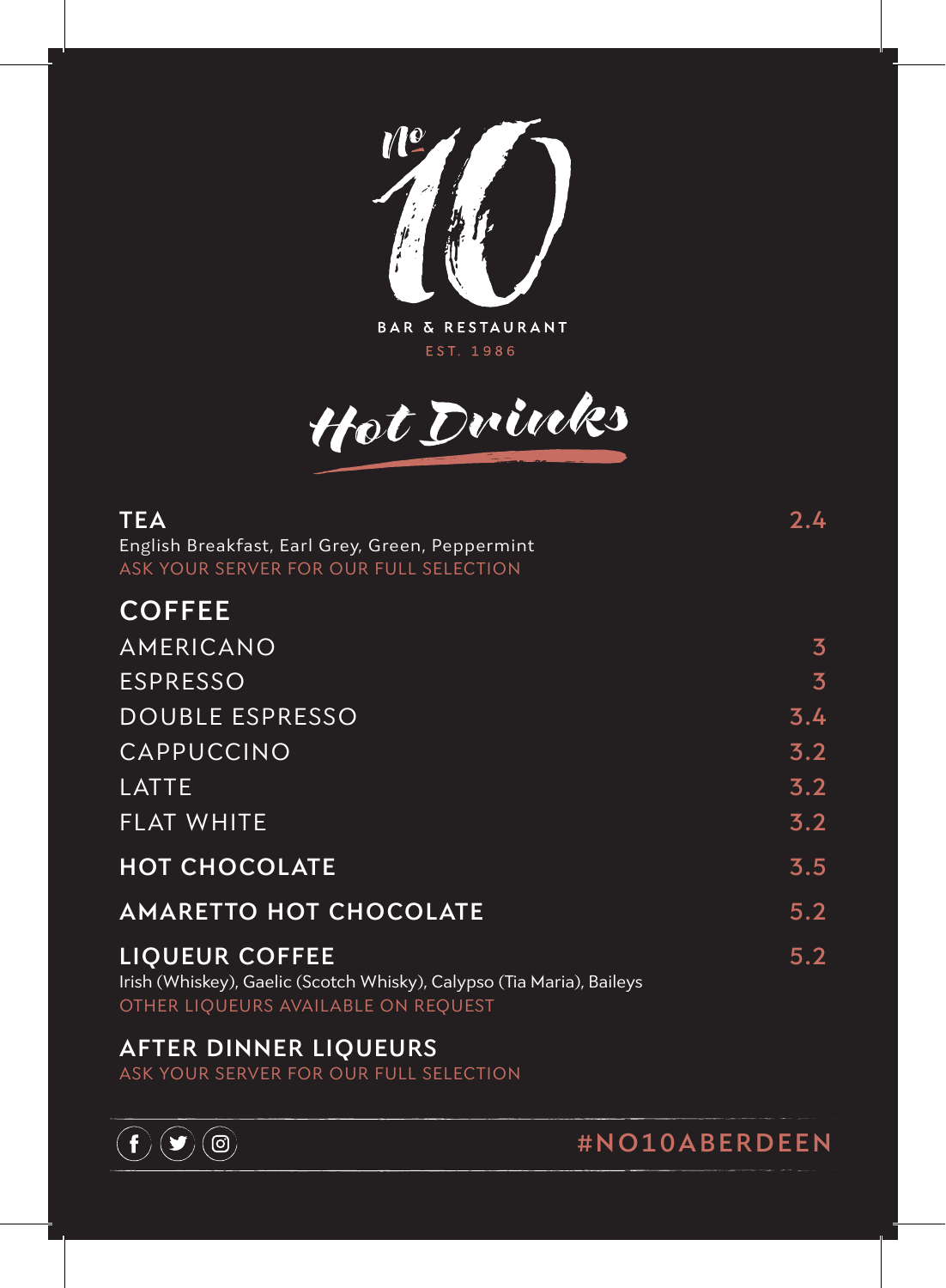# No 10

BAR & RESTAURANT

EST. 1986

## Hot Drinks

**TEA** 2.4

English Breakfast, Earl Grey, Green, Peppermint

ASK YOUR SERVER FOR OUR FULL SELECTION

**COFFEE**

AMERICANO 3

ESPRESSO 3

DOUBLE ESPRESSO 3.4

CAPPUCCINO 3.2

LATTE 3.2

FLAT WHITE 3.2

**HOT CHOCOLATE** 3.5

**AMARETTO HOT CHOCOLATE** 5.2

**LIQUEUR COFFEE** 5.2

Irish (Whiskey), Gaelic (Scotch Whisky), Calypso (Tia Maria), Baileys

OTHER LIQUEURS AVAILABLE ON REQUEST

**AFTER DINNER LIQUEURS**

ASK YOUR SERVER FOR OUR FULL SELECTION

#NO10ABERDEEN